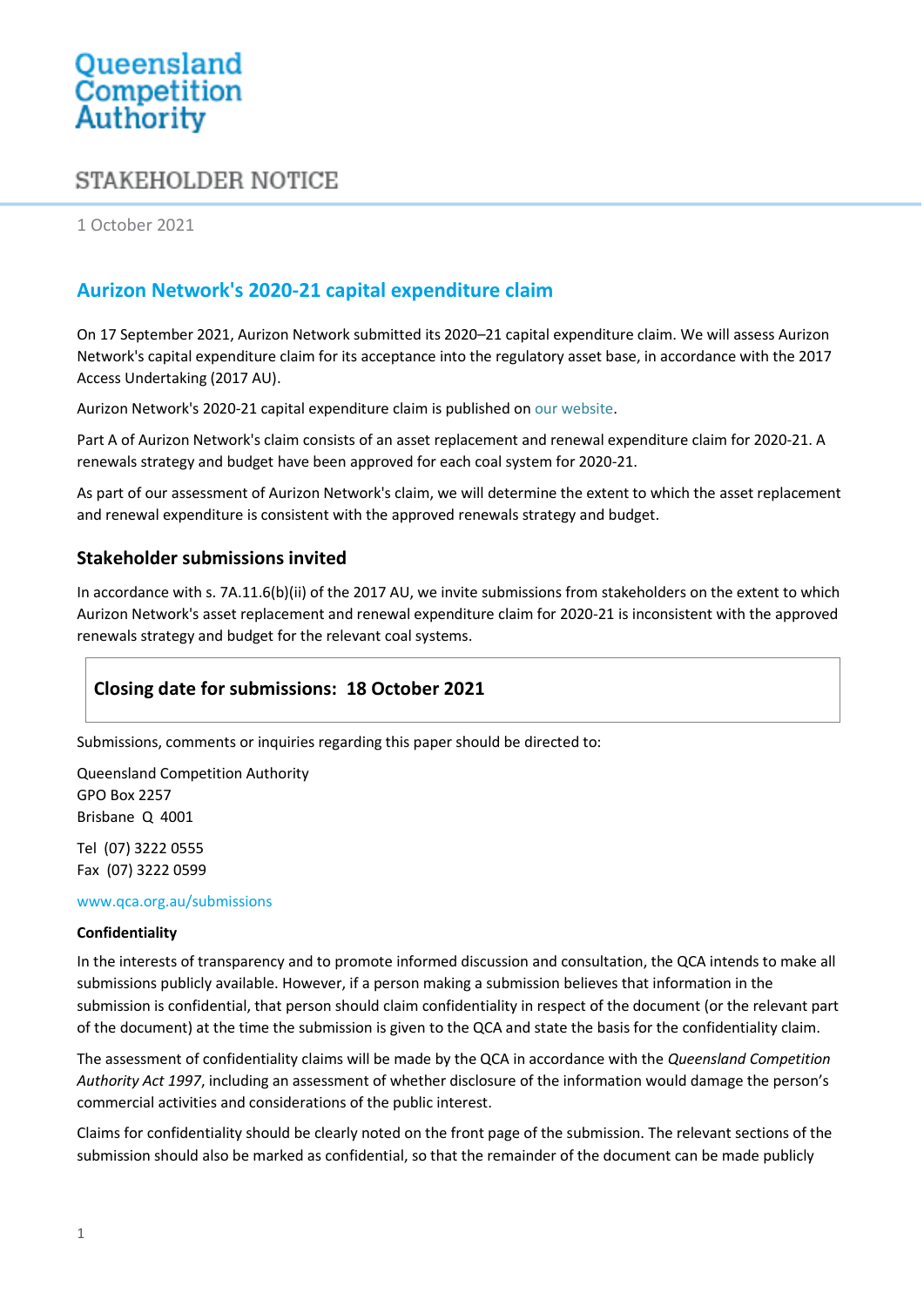Queensland Competition Authority

STAKEHOLDER NOTICE

1 October 2021

## Aurizon Network's 2020-21 capital expenditure claim

On 17 September 2021, Aurizon Network submitted its 2020–21 capital expenditure claim. We will assess Aurizon Network's capital expenditure claim for its acceptance into the regulatory asset base, in accordance with the 2017 Access Undertaking (2017 AU).

Aurizon Network's 2020-21 capital expenditure claim is published on our website.

Part A of Aurizon Network's claim consists of an asset replacement and renewal expenditure claim for 2020-21. A renewals strategy and budget have been approved for each coal system for 2020-21.

As part of our assessment of Aurizon Network's claim, we will determine the extent to which the asset replacement and renewal expenditure is consistent with the approved renewals strategy and budget.

### Stakeholder submissions invited

In accordance with s. 7A.11.6(b)(ii) of the 2017 AU, we invite submissions from stakeholders on the extent to which Aurizon Network's asset replacement and renewal expenditure claim for 2020-21 is inconsistent with the approved renewals strategy and budget for the relevant coal systems.

**Closing date for submissions: 18 October 2021**

Submissions, comments or inquiries regarding this paper should be directed to:

Queensland Competition Authority
GPO Box 2257
Brisbane Q 4001

Tel (07) 3222 0555
Fax (07) 3222 0599

www.qca.org.au/submissions

**Confidentiality**

In the interests of transparency and to promote informed discussion and consultation, the QCA intends to make all submissions publicly available. However, if a person making a submission believes that information in the submission is confidential, that person should claim confidentiality in respect of the document (or the relevant part of the document) at the time the submission is given to the QCA and state the basis for the confidentiality claim.

The assessment of confidentiality claims will be made by the QCA in accordance with the *Queensland Competition Authority Act 1997*, including an assessment of whether disclosure of the information would damage the person's commercial activities and considerations of the public interest.

Claims for confidentiality should be clearly noted on the front page of the submission. The relevant sections of the submission should also be marked as confidential, so that the remainder of the document can be made publicly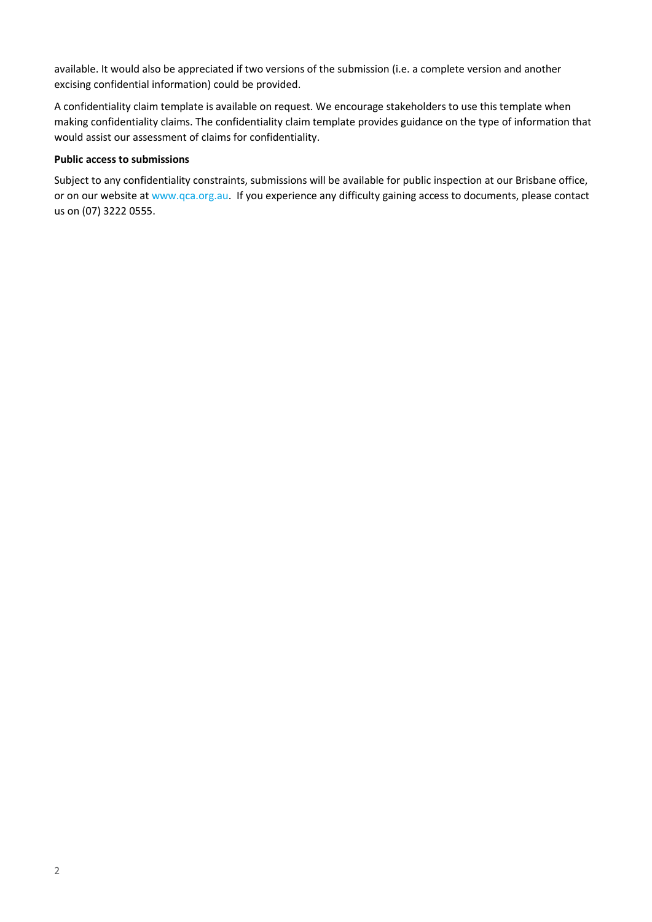available. It would also be appreciated if two versions of the submission (i.e. a complete version and another excising confidential information) could be provided.

A confidentiality claim template is available on request. We encourage stakeholders to use this template when making confidentiality claims. The confidentiality claim template provides guidance on the type of information that would assist our assessment of claims for confidentiality.

**Public access to submissions**

Subject to any confidentiality constraints, submissions will be available for public inspection at our Brisbane office, or on our website at www.qca.org.au. If you experience any difficulty gaining access to documents, please contact us on (07) 3222 0555.